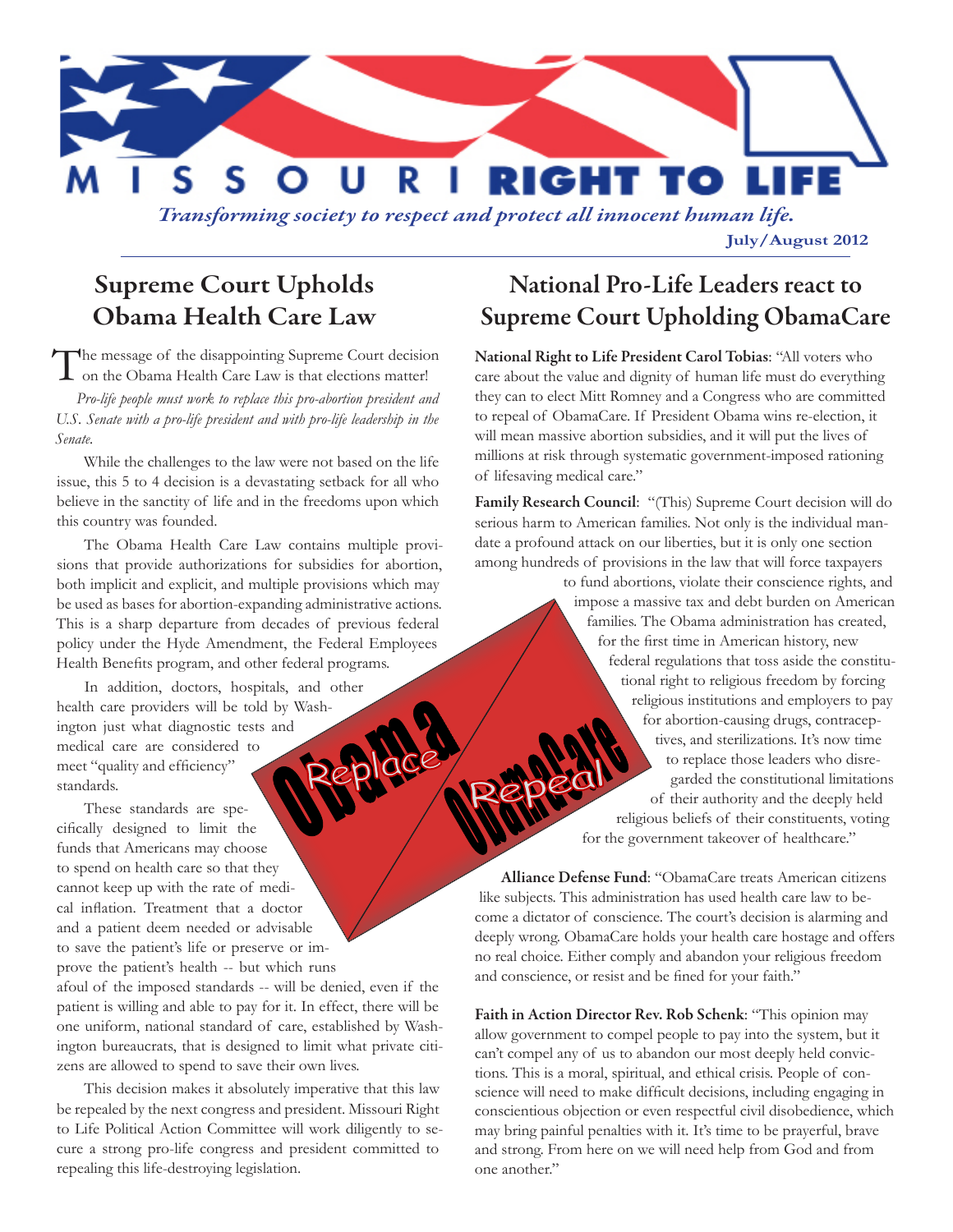# MISSOURI RIGHT TO LIFE

*Transforming society to respect and protect all innocent human life.*

**July/August 2012**

## Supreme Court Upholds Obama Health Care Law

The message of the disappointing Supreme Court decision on the Obama Health Care Law is that elections matter!

*Pro-life people must work to replace this pro-abortion president and U.S. Senate with a pro-life president and with pro-life leadership in the Senate.*

While the challenges to the law were not based on the life issue, this 5 to 4 decision is a devastating setback for all who believe in the sanctity of life and in the freedoms upon which this country was founded.

The Obama Health Care Law contains multiple provisions that provide authorizations for subsidies for abortion, both implicit and explicit, and multiple provisions which may be used as bases for abortion-expanding administrative actions. This is a sharp departure from decades of previous federal policy under the Hyde Amendment, the Federal Employees Health Benefits program, and other federal programs.

In addition, doctors, hospitals, and other health care providers will be told by Washington just what diagnostic tests and medical care are considered to meet "quality and efficiency" standards.

These standards are specifically designed to limit the funds that Americans may choose to spend on health care so that they cannot keep up with the rate of medical inflation. Treatment that a doctor and a patient deem needed or advisable to save the patient's life or preserve or improve the patient's health -- but which runs afoul of the imposed standards -- will be denied, even if the patient is willing and able to pay for it. In effect, there will be one uniform, national standard of care, established by Washington bureaucrats, that is designed to limit what private citizens are allowed to spend to save their own lives.

This decision makes it absolutely imperative that this law be repealed by the next congress and president. Missouri Right to Life Political Action Committee will work diligently to secure a strong pro-life congress and president committed to repealing this life-destroying legislation.

Obama — Replace | ObamaCare — Repeal

## National Pro-Life Leaders react to Supreme Court Upholding ObamaCare

**National Right to Life President Carol Tobias**: "All voters who care about the value and dignity of human life must do everything they can to elect Mitt Romney and a Congress who are committed to repeal of ObamaCare. If President Obama wins re-election, it will mean massive abortion subsidies, and it will put the lives of millions at risk through systematic government-imposed rationing of lifesaving medical care."

**Family Research Council**: "(This) Supreme Court decision will do serious harm to American families. Not only is the individual mandate a profound attack on our liberties, but it is only one section among hundreds of provisions in the law that will force taxpayers to fund abortions, violate their conscience rights, and impose a massive tax and debt burden on American families. The Obama administration has created, for the first time in American history, new federal regulations that toss aside the constitutional right to religious freedom by forcing religious institutions and employers to pay for abortion-causing drugs, contraceptives, and sterilizations. It's now time to replace those leaders who disregarded the constitutional limitations of their authority and the deeply held religious beliefs of their constituents, voting for the government takeover of healthcare."

**Alliance Defense Fund**: "ObamaCare treats American citizens like subjects. This administration has used health care law to become a dictator of conscience. The court's decision is alarming and deeply wrong. ObamaCare holds your health care hostage and offers no real choice. Either comply and abandon your religious freedom and conscience, or resist and be fined for your faith."

**Faith in Action Director Rev. Rob Schenk**: "This opinion may allow government to compel people to pay into the system, but it can't compel any of us to abandon our most deeply held convictions. This is a moral, spiritual, and ethical crisis. People of conscience will need to make difficult decisions, including engaging in conscientious objection or even respectful civil disobedience, which may bring painful penalties with it. It's time to be prayerful, brave and strong. From here on we will need help from God and from one another."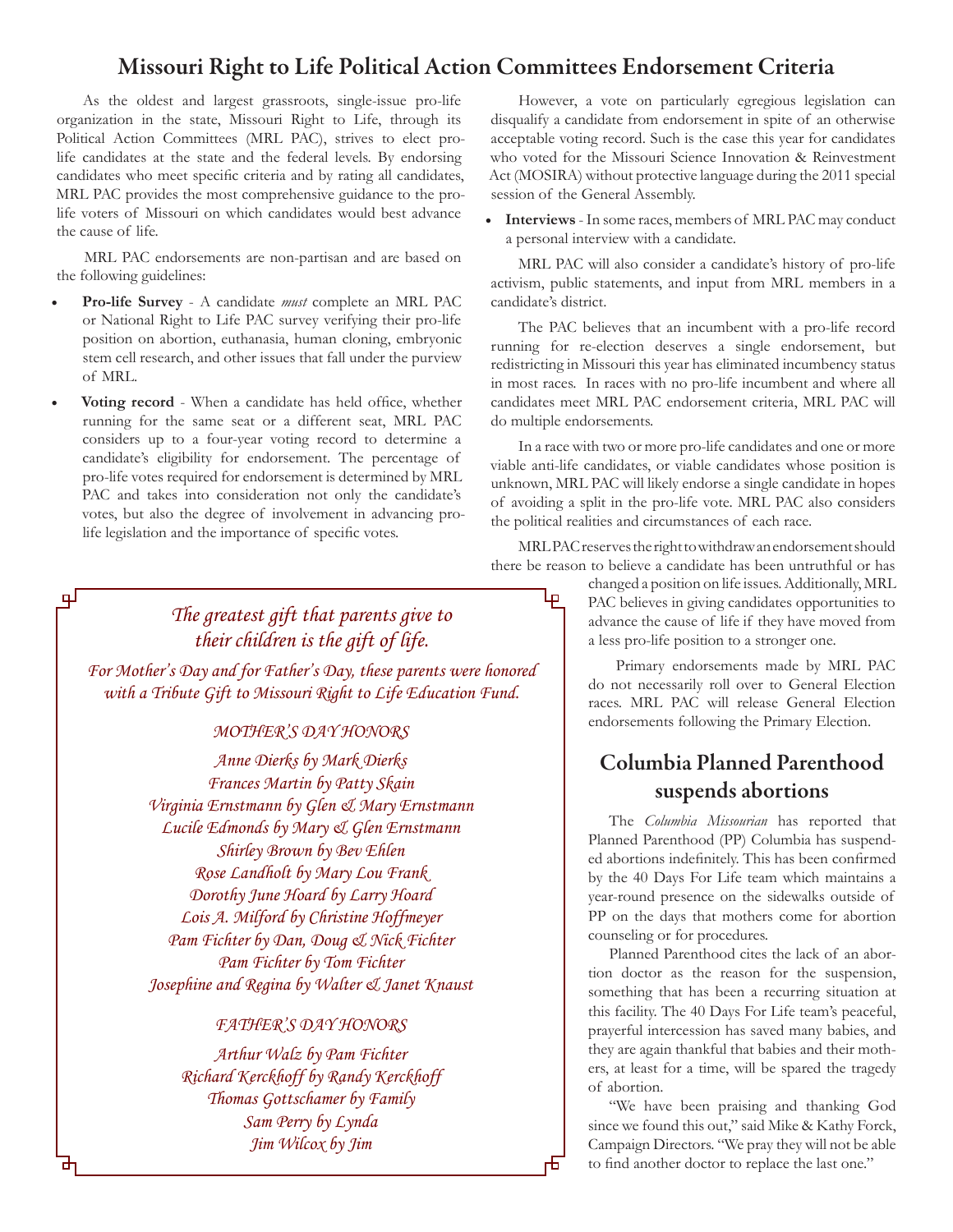# Missouri Right to Life Political Action Committees Endorsement Criteria

As the oldest and largest grassroots, single-issue pro-life organization in the state, Missouri Right to Life, through its Political Action Committees (MRL PAC), strives to elect pro-life candidates at the state and the federal levels. By endorsing candidates who meet specific criteria and by rating all candidates, MRL PAC provides the most comprehensive guidance to the pro-life voters of Missouri on which candidates would best advance the cause of life.

MRL PAC endorsements are non-partisan and are based on the following guidelines:

- **Pro-life Survey** - A candidate *must* complete an MRL PAC or National Right to Life PAC survey verifying their pro-life position on abortion, euthanasia, human cloning, embryonic stem cell research, and other issues that fall under the purview of MRL.
- **Voting record** - When a candidate has held office, whether running for the same seat or a different seat, MRL PAC considers up to a four-year voting record to determine a candidate's eligibility for endorsement. The percentage of pro-life votes required for endorsement is determined by MRL PAC and takes into consideration not only the candidate's votes, but also the degree of involvement in advancing pro-life legislation and the importance of specific votes.

However, a vote on particularly egregious legislation can disqualify a candidate from endorsement in spite of an otherwise acceptable voting record. Such is the case this year for candidates who voted for the Missouri Science Innovation & Reinvestment Act (MOSIRA) without protective language during the 2011 special session of the General Assembly.

- **Interviews** - In some races, members of MRL PAC may conduct a personal interview with a candidate.

MRL PAC will also consider a candidate's history of pro-life activism, public statements, and input from MRL members in a candidate's district.

The PAC believes that an incumbent with a pro-life record running for re-election deserves a single endorsement, but redistricting in Missouri this year has eliminated incumbency status in most races. In races with no pro-life incumbent and where all candidates meet MRL PAC endorsement criteria, MRL PAC will do multiple endorsements.

In a race with two or more pro-life candidates and one or more viable anti-life candidates, or viable candidates whose position is unknown, MRL PAC will likely endorse a single candidate in hopes of avoiding a split in the pro-life vote. MRL PAC also considers the political realities and circumstances of each race.

MRL PAC reserves the right to withdraw an endorsement should there be reason to believe a candidate has been untruthful or has changed a position on life issues. Additionally, MRL PAC believes in giving candidates opportunities to advance the cause of life if they have moved from a less pro-life position to a stronger one.

Primary endorsements made by MRL PAC do not necessarily roll over to General Election races. MRL PAC will release General Election endorsements following the Primary Election.

*The greatest gift that parents give to their children is the gift of life.*

*For Mother's Day and for Father's Day, these parents were honored with a Tribute Gift to Missouri Right to Life Education Fund.*

*MOTHER'S DAY HONORS*

*Anne Dierks by Mark Dierks*
*Frances Martin by Patty Skain*
*Virginia Ernstmann by Glen & Mary Ernstmann*
*Lucile Edmonds by Mary & Glen Ernstmann*
*Shirley Brown by Bev Ehlen*
*Rose Landholt by Mary Lou Frank*
*Dorothy June Hoard by Larry Hoard*
*Lois A. Milford by Christine Hoffmeyer*
*Pam Fichter by Dan, Doug & Nick Fichter*
*Pam Fichter by Tom Fichter*
*Josephine and Regina by Walter & Janet Knaust*

*FATHER'S DAY HONORS*

*Arthur Walz by Pam Fichter*
*Richard Kerckhoff by Randy Kerckhoff*
*Thomas Gottschamer by Family*
*Sam Perry by Lynda*
*Jim Wilcox by Jim*

# Columbia Planned Parenthood suspends abortions

The *Columbia Missourian* has reported that Planned Parenthood (PP) Columbia has suspended abortions indefinitely. This has been confirmed by the 40 Days For Life team which maintains a year-round presence on the sidewalks outside of PP on the days that mothers come for abortion counseling or for procedures.

Planned Parenthood cites the lack of an abortion doctor as the reason for the suspension, something that has been a recurring situation at this facility. The 40 Days For Life team's peaceful, prayerful intercession has saved many babies, and they are again thankful that babies and their mothers, at least for a time, will be spared the tragedy of abortion.

"We have been praising and thanking God since we found this out," said Mike & Kathy Forck, Campaign Directors. "We pray they will not be able to find another doctor to replace the last one."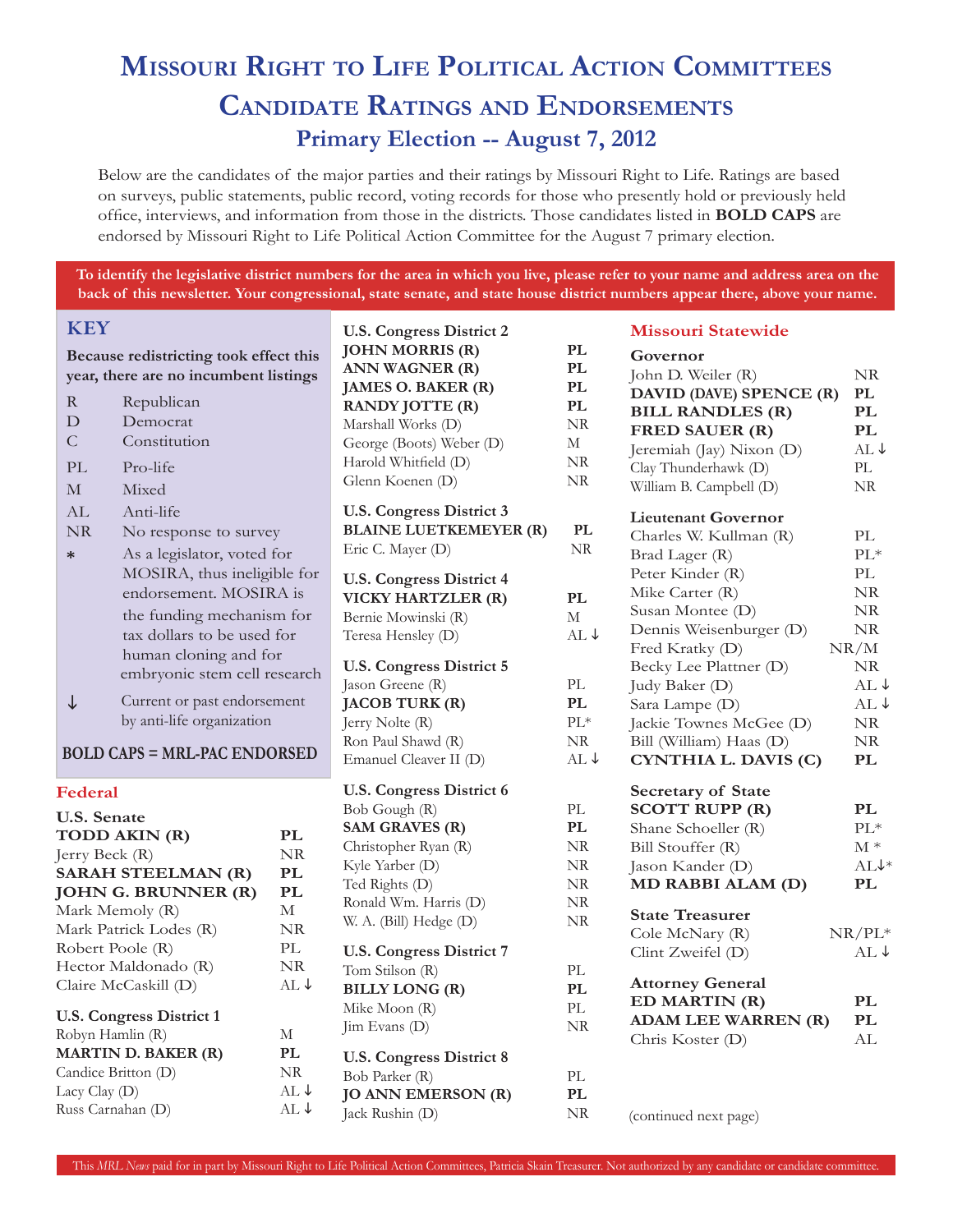# Missouri Right to Life Political Action Committees
# Candidate Ratings and Endorsements
## Primary Election -- August 7, 2012

Below are the candidates of the major parties and their ratings by Missouri Right to Life. Ratings are based on surveys, public statements, public record, voting records for those who presently hold or previously held office, interviews, and information from those in the districts. Those candidates listed in **BOLD CAPS** are endorsed by Missouri Right to Life Political Action Committee for the August 7 primary election.

**To identify the legislative district numbers for the area in which you live, please refer to your name and address area on the back of this newsletter. Your congressional, state senate, and state house district numbers appear there, above your name.**

### KEY

**Because redistricting took effect this year, there are no incumbent listings**

| | |
|---|---|
| R | Republican |
| D | Democrat |
| C | Constitution |
| PL | Pro-life |
| M | Mixed |
| AL | Anti-life |
| NR | No response to survey |
| * | As a legislator, voted for MOSIRA, thus ineligible for endorsement. MOSIRA is the funding mechanism for tax dollars to be used for human cloning and for embryonic stem cell research |
| ↓ | Current or past endorsement by anti-life organization |

**BOLD CAPS = MRL-PAC ENDORSED**

### Federal

**U.S. Senate**

| | |
|---|---|
| **TODD AKIN (R)** | **PL** |
| Jerry Beck (R) | NR |
| **SARAH STEELMAN (R)** | **PL** |
| **JOHN G. BRUNNER (R)** | **PL** |
| Mark Memoly (R) | M |
| Mark Patrick Lodes (R) | NR |
| Robert Poole (R) | PL |
| Hector Maldonado (R) | NR |
| Claire McCaskill (D) | AL ↓ |

**U.S. Congress District 1**

| | |
|---|---|
| Robyn Hamlin (R) | M |
| **MARTIN D. BAKER (R)** | **PL** |
| Candice Britton (D) | NR |
| Lacy Clay (D) | AL ↓ |
| Russ Carnahan (D) | AL ↓ |

**U.S. Congress District 2**

| | |
|---|---|
| **JOHN MORRIS (R)** | **PL** |
| **ANN WAGNER (R)** | **PL** |
| **JAMES O. BAKER (R)** | **PL** |
| **RANDY JOTTE (R)** | **PL** |
| Marshall Works (D) | NR |
| George (Boots) Weber (D) | M |
| Harold Whitfield (D) | NR |
| Glenn Koenen (D) | NR |

**U.S. Congress District 3**

| | |
|---|---|
| **BLAINE LUETKEMEYER (R)** | **PL** |
| Eric C. Mayer (D) | NR |

**U.S. Congress District 4**

| | |
|---|---|
| **VICKY HARTZLER (R)** | **PL** |
| Bernie Mowinski (R) | M |
| Teresa Hensley (D) | AL ↓ |

**U.S. Congress District 5**

| | |
|---|---|
| Jason Greene (R) | PL |
| **JACOB TURK (R)** | **PL** |
| Jerry Nolte (R) | PL* |
| Ron Paul Shawd (R) | NR |
| Emanuel Cleaver II (D) | AL ↓ |

**U.S. Congress District 6**

| | |
|---|---|
| Bob Gough (R) | PL |
| **SAM GRAVES (R)** | **PL** |
| Christopher Ryan (R) | NR |
| Kyle Yarber (D) | NR |
| Ted Rights (D) | NR |
| Ronald Wm. Harris (D) | NR |
| W. A. (Bill) Hedge (D) | NR |

**U.S. Congress District 7**

| | |
|---|---|
| Tom Stilson (R) | PL |
| **BILLY LONG (R)** | **PL** |
| Mike Moon (R) | PL |
| Jim Evans (D) | NR |

**U.S. Congress District 8**

| | |
|---|---|
| Bob Parker (R) | PL |
| **JO ANN EMERSON (R)** | **PL** |
| Jack Rushin (D) | NR |

### Missouri Statewide

**Governor**

| | |
|---|---|
| John D. Weiler (R) | NR |
| **DAVID (DAVE) SPENCE (R)** | **PL** |
| **BILL RANDLES (R)** | **PL** |
| **FRED SAUER (R)** | **PL** |
| Jeremiah (Jay) Nixon (D) | AL ↓ |
| Clay Thunderhawk (D) | PL |
| William B. Campbell (D) | NR |

**Lieutenant Governor**

| | |
|---|---|
| Charles W. Kullman (R) | PL |
| Brad Lager (R) | PL* |
| Peter Kinder (R) | PL |
| Mike Carter (R) | NR |
| Susan Montee (D) | NR |
| Dennis Weisenburger (D) | NR |
| Fred Kratky (D) | NR/M |
| Becky Lee Plattner (D) | NR |
| Judy Baker (D) | AL ↓ |
| Sara Lampe (D) | AL ↓ |
| Jackie Townes McGee (D) | NR |
| Bill (William) Haas (D) | NR |
| **CYNTHIA L. DAVIS (C)** | **PL** |

**Secretary of State**

| | |
|---|---|
| **SCOTT RUPP (R)** | **PL** |
| Shane Schoeller (R) | PL* |
| Bill Stouffer (R) | M * |
| Jason Kander (D) | AL↓* |
| **MD RABBI ALAM (D)** | **PL** |

**State Treasurer**

| | |
|---|---|
| Cole McNary (R) | NR/PL* |
| Clint Zweifel (D) | AL ↓ |

**Attorney General**

| | |
|---|---|
| **ED MARTIN (R)** | **PL** |
| **ADAM LEE WARREN (R)** | **PL** |
| Chris Koster (D) | AL |

(continued next page)

This *MRL News* paid for in part by Missouri Right to Life Political Action Committees, Patricia Skain Treasurer. Not authorized by any candidate or candidate committee.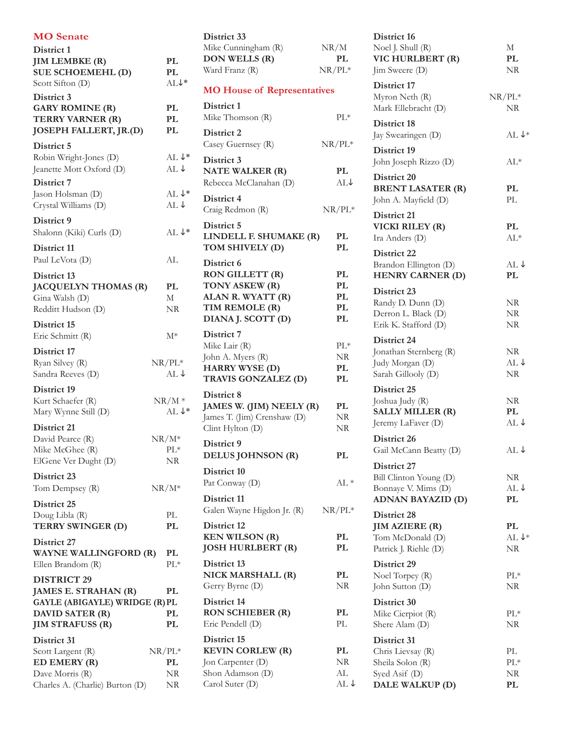## MO Senate

**District 1**

| | |
|---|---|
| **JIM LEMBKE (R)** | **PL** |
| **SUE SCHOEMEHL (D)** | **PL** |
| Scott Sifton (D) | AL↓* |

**District 3**

| | |
|---|---|
| **GARY ROMINE (R)** | **PL** |
| **TERRY VARNER (R)** | **PL** |
| **JOSEPH FALLERT, JR.(D)** | **PL** |

**District 5**

| | |
|---|---|
| Robin Wright-Jones (D) | AL ↓* |
| Jeanette Mott Oxford (D) | AL ↓ |

**District 7**

| | |
|---|---|
| Jason Holsman (D) | AL ↓* |
| Crystal Williams (D) | AL ↓ |

**District 9**

| | |
|---|---|
| Shalonn (Kiki) Curls (D) | AL ↓* |

**District 11**

| | |
|---|---|
| Paul LeVota (D) | AL |

**District 13**

| | |
|---|---|
| **JACQUELYN THOMAS (R)** | **PL** |
| Gina Walsh (D) | M |
| Redditt Hudson (D) | NR |

**District 15**

| | |
|---|---|
| Eric Schmitt (R) | M* |

**District 17**

| | |
|---|---|
| Ryan Silvey (R) | NR/PL* |
| Sandra Reeves (D) | AL ↓ |

**District 19**

| | |
|---|---|
| Kurt Schaefer (R) | NR/M * |
| Mary Wynne Still (D) | AL ↓* |

**District 21**

| | |
|---|---|
| David Pearce (R) | NR/M* |
| Mike McGhee (R) | PL* |
| ElGene Ver Dught (D) | NR |

**District 23**

| | |
|---|---|
| Tom Dempsey (R) | NR/M* |

**District 25**

| | |
|---|---|
| Doug Libla (R) | PL |
| **TERRY SWINGER (D)** | **PL** |

**District 27**

| | |
|---|---|
| **WAYNE WALLINGFORD (R)** | **PL** |
| Ellen Brandom (R) | PL* |

**DISTRICT 29**

| | |
|---|---|
| **JAMES E. STRAHAN (R)** | **PL** |
| **GAYLE (ABIGAYLE) WRIDGE (R)** | **PL** |
| **DAVID SATER (R)** | **PL** |
| **JIM STRAFUSS (R)** | **PL** |

**District 31**

| | |
|---|---|
| Scott Largent (R) | NR/PL* |
| **ED EMERY (R)** | **PL** |
| Dave Morris (R) | NR |
| Charles A. (Charlie) Burton (D) | NR |

**District 33**

| | |
|---|---|
| Mike Cunningham (R) | NR/M |
| **DON WELLS (R)** | **PL** |
| Ward Franz (R) | NR/PL* |

## MO House of Representatives

**District 1**

| | |
|---|---|
| Mike Thomson (R) | PL* |

**District 2**

| | |
|---|---|
| Casey Guernsey (R) | NR/PL* |

**District 3**

| | |
|---|---|
| **NATE WALKER (R)** | **PL** |
| Rebecca McClanahan (D) | AL↓ |

**District 4**

| | |
|---|---|
| Craig Redmon (R) | NR/PL* |

**District 5**

| | |
|---|---|
| **LINDELL F. SHUMAKE (R)** | **PL** |
| **TOM SHIVELY (D)** | **PL** |

**District 6**

| | |
|---|---|
| **RON GILLETT (R)** | **PL** |
| **TONY ASKEW (R)** | **PL** |
| **ALAN R. WYATT (R)** | **PL** |
| **TIM REMOLE (R)** | **PL** |
| **DIANA J. SCOTT (D)** | **PL** |

**District 7**

| | |
|---|---|
| Mike Lair (R) | PL* |
| John A. Myers (R) | NR |
| **HARRY WYSE (D)** | **PL** |
| **TRAVIS GONZALEZ (D)** | **PL** |

**District 8**

| | |
|---|---|
| **JAMES W. (JIM) NEELY (R)** | **PL** |
| James T. (Jim) Crenshaw (D) | NR |
| Clint Hylton (D) | NR |

**District 9**

| | |
|---|---|
| **DELUS JOHNSON (R)** | **PL** |

**District 10**

| | |
|---|---|
| Pat Conway (D) | AL * |

**District 11**

| | |
|---|---|
| Galen Wayne Higdon Jr. (R) | NR/PL* |

**District 12**

| | |
|---|---|
| **KEN WILSON (R)** | **PL** |
| **JOSH HURLBERT (R)** | **PL** |

**District 13**

| | |
|---|---|
| **NICK MARSHALL (R)** | **PL** |
| Gerry Byrne (D) | NR |

**District 14**

| | |
|---|---|
| **RON SCHIEBER (R)** | **PL** |
| Eric Pendell (D) | PL |

**District 15**

| | |
|---|---|
| **KEVIN CORLEW (R)** | **PL** |
| Jon Carpenter (D) | NR |
| Shon Adamson (D) | AL |
| Carol Suter (D) | AL ↓ |

**District 16**

| | |
|---|---|
| Noel J. Shull (R) | M |
| **VIC HURLBERT (R)** | **PL** |
| Jim Sweere (D) | NR |

**District 17**

| | |
|---|---|
| Myron Neth (R) | NR/PL* |
| Mark Ellebracht (D) | NR |

**District 18**

| | |
|---|---|
| Jay Swearingen (D) | AL ↓* |

**District 19**

| | |
|---|---|
| John Joseph Rizzo (D) | AL* |

**District 20**

| | |
|---|---|
| **BRENT LASATER (R)** | **PL** |
| John A. Mayfield (D) | PL |

**District 21**

| | |
|---|---|
| **VICKI RILEY (R)** | **PL** |
| Ira Anders (D) | AL* |

**District 22**

| | |
|---|---|
| Brandon Ellington (D) | AL ↓ |
| **HENRY CARNER (D)** | **PL** |

**District 23**

| | |
|---|---|
| Randy D. Dunn (D) | NR |
| Derron L. Black (D) | NR |
| Erik K. Stafford (D) | NR |

**District 24**

| | |
|---|---|
| Jonathan Sternberg (R) | NR |
| Judy Morgan (D) | AL ↓ |
| Sarah Gillooly (D) | NR |

**District 25**

| | |
|---|---|
| Joshua Judy (R) | NR |
| **SALLY MILLER (R)** | **PL** |
| Jeremy LaFaver (D) | AL ↓ |

**District 26**

| | |
|---|---|
| Gail McCann Beatty (D) | AL ↓ |

**District 27**

| | |
|---|---|
| Bill Clinton Young (D) | NR |
| Bonnaye V. Mims (D) | AL ↓ |
| **ADNAN BAYAZID (D)** | **PL** |

**District 28**

| | |
|---|---|
| **JIM AZIERE (R)** | **PL** |
| Tom McDonald (D) | AL ↓* |
| Patrick J. Riehle (D) | NR |

**District 29**

| | |
|---|---|
| Noel Torpey (R) | PL* |
| John Sutton (D) | NR |

**District 30**

| | |
|---|---|
| Mike Cierpiot (R) | PL* |
| Shere Alam (D) | NR |

**District 31**

| | |
|---|---|
| Chris Lievsay (R) | PL |
| Sheila Solon (R) | PL* |
| Syed Asif (D) | NR |
| **DALE WALKUP (D)** | **PL** |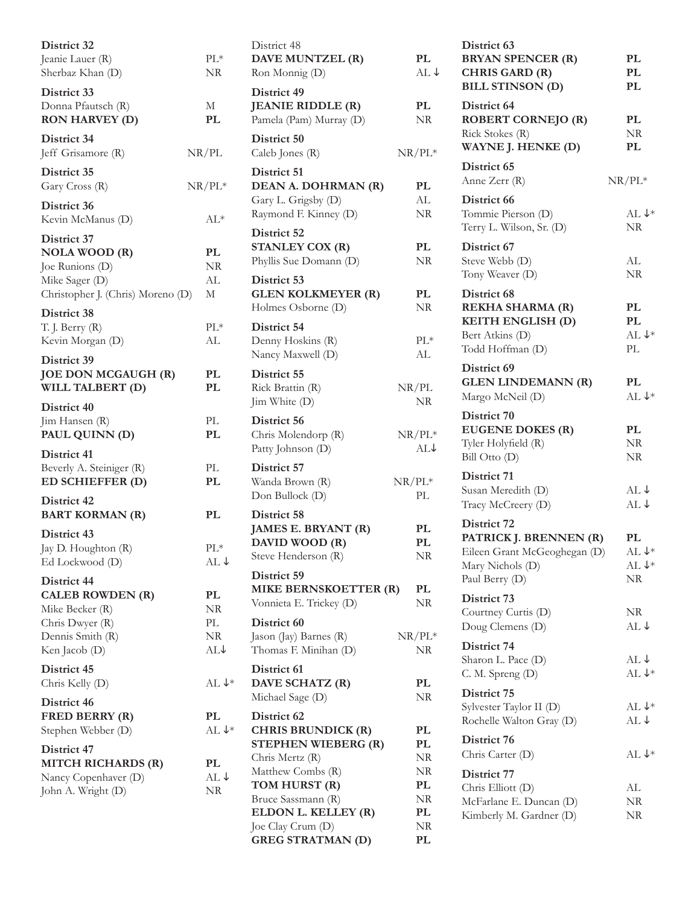**District 32**
Jeanie Lauer (R) PL*
Sherbaz Khan (D) NR

**District 33**
Donna Pfautsch (R) M
**RON HARVEY (D) PL**

**District 34**
Jeff Grisamore (R) NR/PL

**District 35**
Gary Cross (R) NR/PL*

**District 36**
Kevin McManus (D) AL*

**District 37**
**NOLA WOOD (R) PL**
Joe Runions (D) NR
Mike Sager (D) AL
Christopher J. (Chris) Moreno (D) M

**District 38**
T. J. Berry (R) PL*
Kevin Morgan (D) AL

**District 39**
**JOE DON MCGAUGH (R) PL**
**WILL TALBERT (D) PL**

**District 40**
Jim Hansen (R) PL
**PAUL QUINN (D) PL**

**District 41**
Beverly A. Steiniger (R) PL
**ED SCHIEFFER (D) PL**

**District 42**
**BART KORMAN (R) PL**

**District 43**
Jay D. Houghton (R) PL*
Ed Lockwood (D) AL ↓

**District 44**
**CALEB ROWDEN (R) PL**
Mike Becker (R) NR
Chris Dwyer (R) PL
Dennis Smith (R) NR
Ken Jacob (D) AL↓

**District 45**
Chris Kelly (D) AL ↓*

**District 46**
**FRED BERRY (R) PL**
Stephen Webber (D) AL ↓*

**District 47**
**MITCH RICHARDS (R) PL**
Nancy Copenhaver (D) AL ↓
John A. Wright (D) NR

District 48
**DAVE MUNTZEL (R) PL**
Ron Monnig (D) AL ↓

**District 49**
**JEANIE RIDDLE (R) PL**
Pamela (Pam) Murray (D) NR

**District 50**
Caleb Jones (R) NR/PL*

**District 51**
**DEAN A. DOHRMAN (R) PL**
Gary L. Grigsby (D) AL
Raymond F. Kinney (D) NR

**District 52**
**STANLEY COX (R) PL**
Phyllis Sue Domann (D) NR

**District 53**
**GLEN KOLKMEYER (R) PL**
Holmes Osborne (D) NR

**District 54**
Denny Hoskins (R) PL*
Nancy Maxwell (D) AL

**District 55**
Rick Brattin (R) NR/PL
Jim White (D) NR

**District 56**
Chris Molendorp (R) NR/PL*
Patty Johnson (D) AL↓

**District 57**
Wanda Brown (R) NR/PL*
Don Bullock (D) PL

**District 58**
**JAMES E. BRYANT (R) PL**
**DAVID WOOD (R) PL**
Steve Henderson (R) NR

**District 59**
**MIKE BERNSKOETTER (R) PL**
Vonnieta E. Trickey (D) NR

**District 60**
Jason (Jay) Barnes (R) NR/PL*
Thomas F. Minihan (D) NR

**District 61**
**DAVE SCHATZ (R) PL**
Michael Sage (D) NR

**District 62**
**CHRIS BRUNDICK (R) PL**
**STEPHEN WIEBERG (R) PL**
Chris Mertz (R) NR
Matthew Combs (R) NR
**TOM HURST (R) PL**
Bruce Sassmann (R) NR
**ELDON L. KELLEY (R) PL**
Joe Clay Crum (D) NR
**GREG STRATMAN (D) PL**

**District 63**
**BRYAN SPENCER (R) PL**
**CHRIS GARD (R) PL**
**BILL STINSON (D) PL**

**District 64**
**ROBERT CORNEJO (R) PL**
Rick Stokes (R) NR
**WAYNE J. HENKE (D) PL**

**District 65**
Anne Zerr (R) NR/PL*

**District 66**
Tommie Pierson (D) AL ↓*
Terry L. Wilson, Sr. (D) NR

**District 67**
Steve Webb (D) AL
Tony Weaver (D) NR

**District 68**
**REKHA SHARMA (R) PL**
**KEITH ENGLISH (D) PL**
Bert Atkins (D) AL ↓*
Todd Hoffman (D) PL

**District 69**
**GLEN LINDEMANN (R) PL**
Margo McNeil (D) AL ↓*

**District 70**
**EUGENE DOKES (R) PL**
Tyler Holyfield (R) NR
Bill Otto (D) NR

**District 71**
Susan Meredith (D) AL ↓
Tracy McCreery (D) AL ↓

**District 72**
**PATRICK J. BRENNEN (R) PL**
Eileen Grant McGeoghegan (D) AL ↓*
Mary Nichols (D) AL ↓*
Paul Berry (D) NR

**District 73**
Courtney Curtis (D) NR
Doug Clemens (D) AL ↓

**District 74**
Sharon L. Pace (D) AL ↓
C. M. Spreng (D) AL ↓*

**District 75**
Sylvester Taylor II (D) AL ↓*
Rochelle Walton Gray (D) AL ↓

**District 76**
Chris Carter (D) AL ↓*

**District 77**
Chris Elliott (D) AL
McFarlane E. Duncan (D) NR
Kimberly M. Gardner (D) NR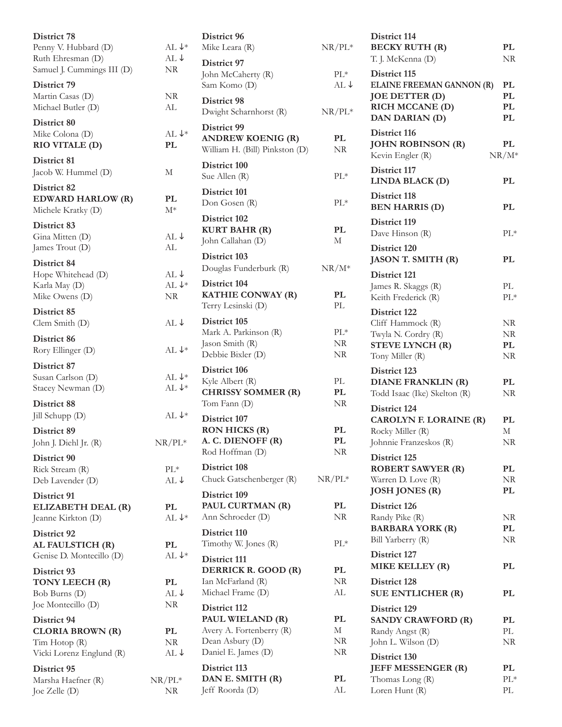**District 78**
Penny V. Hubbard (D) AL ↓*
Ruth Ehresman (D) AL ↓
Samuel J. Cummings III (D) NR

**District 79**
Martin Casas (D) NR
Michael Butler (D) AL

**District 80**
Mike Colona (D) AL ↓*
**RIO VITALE (D)** **PL**

**District 81**
Jacob W. Hummel (D) M

**District 82**
**EDWARD HARLOW (R)** **PL**
Michele Kratky (D) M*

**District 83**
Gina Mitten (D) AL ↓
James Trout (D) AL

**District 84**
Hope Whitehead (D) AL ↓
Karla May (D) AL ↓*
Mike Owens (D) NR

**District 85**
Clem Smith (D) AL ↓

**District 86**
Rory Ellinger (D) AL ↓*

**District 87**
Susan Carlson (D) AL ↓*
Stacey Newman (D) AL ↓*

**District 88**
Jill Schupp (D) AL ↓*

**District 89**
John J. Diehl Jr. (R) NR/PL*

**District 90**
Rick Stream (R) PL*
Deb Lavender (D) AL ↓

**District 91**
**ELIZABETH DEAL (R)** **PL**
Jeanne Kirkton (D) AL ↓*

**District 92**
**AL FAULSTICH (R)** **PL**
Genise D. Montecillo (D) AL ↓*

**District 93**
**TONY LEECH (R)** **PL**
Bob Burns (D) AL ↓
Joe Montecillo (D) NR

**District 94**
**CLORIA BROWN (R)** **PL**
Tim Hotop (R) NR
Vicki Lorenz Englund (R) AL ↓

**District 95**
Marsha Haefner (R) NR/PL*
Joe Zelle (D) NR

**District 96**
Mike Leara (R) NR/PL*

**District 97**
John McCaherty (R) PL*
Sam Komo (D) AL ↓

**District 98**
Dwight Scharnhorst (R) NR/PL*

**District 99**
**ANDREW KOENIG (R)** **PL**
William H. (Bill) Pinkston (D) NR

**District 100**
Sue Allen (R) PL*

**District 101**
Don Gosen (R) PL*

**District 102**
**KURT BAHR (R)** **PL**
John Callahan (D) M

**District 103**
Douglas Funderburk (R) NR/M*

**District 104**
**KATHIE CONWAY (R)** **PL**
Terry Lesinski (D) PL

**District 105**
Mark A. Parkinson (R) PL*
Jason Smith (R) NR
Debbie Bixler (D) NR

**District 106**
Kyle Albert (R) PL
**CHRISSY SOMMER (R)** **PL**
Tom Fann (D) NR

**District 107**
**RON HICKS (R)** **PL**
**A. C. DIENOFF (R)** **PL**
Rod Hoffman (D) NR

**District 108**
Chuck Gatschenberger (R) NR/PL*

**District 109**
**PAUL CURTMAN (R)** **PL**
Ann Schroeder (D) NR

**District 110**
Timothy W. Jones (R) PL*

**District 111**
**DERRICK R. GOOD (R)** **PL**
Ian McFarland (R) NR
Michael Frame (D) AL

**District 112**
**PAUL WIELAND (R)** **PL**
Avery A. Fortenberry (R) M
Dean Asbury (D) NR
Daniel E. James (D) NR

**District 113**
**DAN E. SMITH (R)** **PL**
Jeff Roorda (D) AL

**District 114**
**BECKY RUTH (R)** **PL**
T. J. McKenna (D) NR

**District 115**
**ELAINE FREEMAN GANNON (R)** **PL**
**JOE DETTER (D)** **PL**
**RICH MCCANE (D)** **PL**
**DAN DARIAN (D)** **PL**

**District 116**
**JOHN ROBINSON (R)** **PL**
Kevin Engler (R) NR/M*

**District 117**
**LINDA BLACK (D)** **PL**

**District 118**
**BEN HARRIS (D)** **PL**

**District 119**
Dave Hinson (R) PL*

**District 120**
**JASON T. SMITH (R)** **PL**

**District 121**
James R. Skaggs (R) PL
Keith Frederick (R) PL*

**District 122**
Cliff Hammock (R) NR
Twyla N. Cordry (R) NR
**STEVE LYNCH (R)** **PL**
Tony Miller (R) NR

**District 123**
**DIANE FRANKLIN (R)** **PL**
Todd Isaac (Ike) Skelton (R) NR

**District 124**
**CAROLYN F. LORAINE (R)** **PL**
Rocky Miller (R) M
Johnnie Franzeskos (R) NR

**District 125**
**ROBERT SAWYER (R)** **PL**
Warren D. Love (R) NR
**JOSH JONES (R)** **PL**

**District 126**
Randy Pike (R) NR
**BARBARA YORK (R)** **PL**
Bill Yarberry (R) NR

**District 127**
**MIKE KELLEY (R)** **PL**

**District 128**
**SUE ENTLICHER (R)** **PL**

**District 129**
**SANDY CRAWFORD (R)** **PL**
Randy Angst (R) PL
John L. Wilson (D) NR

**District 130**
**JEFF MESSENGER (R)** **PL**
Thomas Long (R) PL*
Loren Hunt (R) PL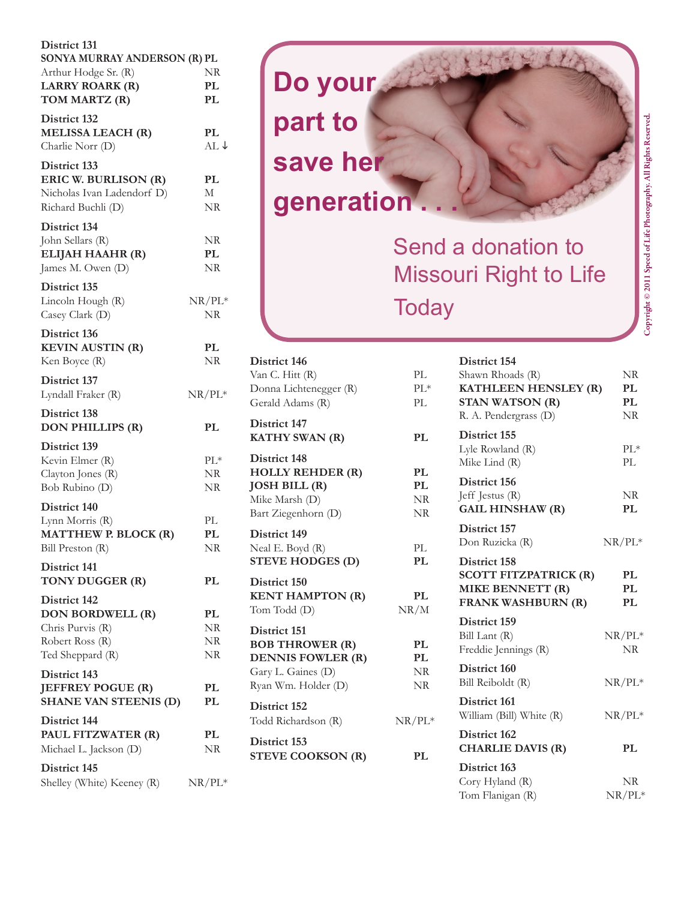**District 131**

| | |
|---|---|
| **SONYA MURRAY ANDERSON (R)** | **PL** |
| Arthur Hodge Sr. (R) | NR |
| **LARRY ROARK (R)** | **PL** |
| **TOM MARTZ (R)** | **PL** |

**District 132**

| | |
|---|---|
| **MELISSA LEACH (R)** | **PL** |
| Charlie Norr (D) | AL ↓ |

**District 133**

| | |
|---|---|
| **ERIC W. BURLISON (R)** | **PL** |
| Nicholas Ivan Ladendorf D) | M |
| Richard Buchli (D) | NR |

**District 134**

| | |
|---|---|
| John Sellars (R) | NR |
| **ELIJAH HAAHR (R)** | **PL** |
| James M. Owen (D) | NR |

**District 135**

| | |
|---|---|
| Lincoln Hough (R) | NR/PL* |
| Casey Clark (D) | NR |

**District 136**

| | |
|---|---|
| **KEVIN AUSTIN (R)** | **PL** |
| Ken Boyce (R) | NR |

**District 137**

| | |
|---|---|
| Lyndall Fraker (R) | NR/PL* |

**District 138**

| | |
|---|---|
| **DON PHILLIPS (R)** | **PL** |

**District 139**

| | |
|---|---|
| Kevin Elmer (R) | PL* |
| Clayton Jones (R) | NR |
| Bob Rubino (D) | NR |

**District 140**

| | |
|---|---|
| Lynn Morris (R) | PL |
| **MATTHEW P. BLOCK (R)** | **PL** |
| Bill Preston (R) | NR |

**District 141**

| | |
|---|---|
| **TONY DUGGER (R)** | **PL** |

**District 142**

| | |
|---|---|
| **DON BORDWELL (R)** | **PL** |
| Chris Purvis (R) | NR |
| Robert Ross (R) | NR |
| Ted Sheppard (R) | NR |

**District 143**

| | |
|---|---|
| **JEFFREY POGUE (R)** | **PL** |
| **SHANE VAN STEENIS (D)** | **PL** |

**District 144**

| | |
|---|---|
| **PAUL FITZWATER (R)** | **PL** |
| Michael L. Jackson (D) | NR |

**District 145**

| | |
|---|---|
| Shelley (White) Keeney (R) | NR/PL* |

# Do your part to save her generation . . .

## Send a donation to Missouri Right to Life Today

Copyright © 2011 Speed of Life Photography. All Rights Reserved.

**District 146**

| | |
|---|---|
| Van C. Hitt (R) | PL |
| Donna Lichtenegger (R) | PL* |
| Gerald Adams (R) | PL |

**District 147**

| | |
|---|---|
| **KATHY SWAN (R)** | **PL** |

**District 148**

| | |
|---|---|
| **HOLLY REHDER (R)** | **PL** |
| **JOSH BILL (R)** | **PL** |
| Mike Marsh (D) | NR |
| Bart Ziegenhorn (D) | NR |

**District 149**

| | |
|---|---|
| Neal E. Boyd (R) | PL |
| **STEVE HODGES (D)** | **PL** |

**District 150**

| | |
|---|---|
| **KENT HAMPTON (R)** | **PL** |
| Tom Todd (D) | NR/M |

**District 151**

| | |
|---|---|
| **BOB THROWER (R)** | **PL** |
| **DENNIS FOWLER (R)** | **PL** |
| Gary L. Gaines (D) | NR |
| Ryan Wm. Holder (D) | NR |

**District 152**

| | |
|---|---|
| Todd Richardson (R) | NR/PL* |

**District 153**

| | |
|---|---|
| **STEVE COOKSON (R)** | **PL** |

**District 154**

| | |
|---|---|
| Shawn Rhoads (R) | NR |
| **KATHLEEN HENSLEY (R)** | **PL** |
| **STAN WATSON (R)** | **PL** |
| R. A. Pendergrass (D) | NR |

**District 155**

| | |
|---|---|
| Lyle Rowland (R) | PL* |
| Mike Lind (R) | PL |

**District 156**

| | |
|---|---|
| Jeff Jestus (R) | NR |
| **GAIL HINSHAW (R)** | **PL** |

**District 157**

| | |
|---|---|
| Don Ruzicka (R) | NR/PL* |

**District 158**

| | |
|---|---|
| **SCOTT FITZPATRICK (R)** | **PL** |
| **MIKE BENNETT (R)** | **PL** |
| **FRANK WASHBURN (R)** | **PL** |

**District 159**

| | |
|---|---|
| Bill Lant (R) | NR/PL* |
| Freddie Jennings (R) | NR |

**District 160**

| | |
|---|---|
| Bill Reiboldt (R) | NR/PL* |

**District 161**

| | |
|---|---|
| William (Bill) White (R) | NR/PL* |

**District 162**

| | |
|---|---|
| **CHARLIE DAVIS (R)** | **PL** |

**District 163**

| | |
|---|---|
| Cory Hyland (R) | NR |
| Tom Flanigan (R) | NR/PL* |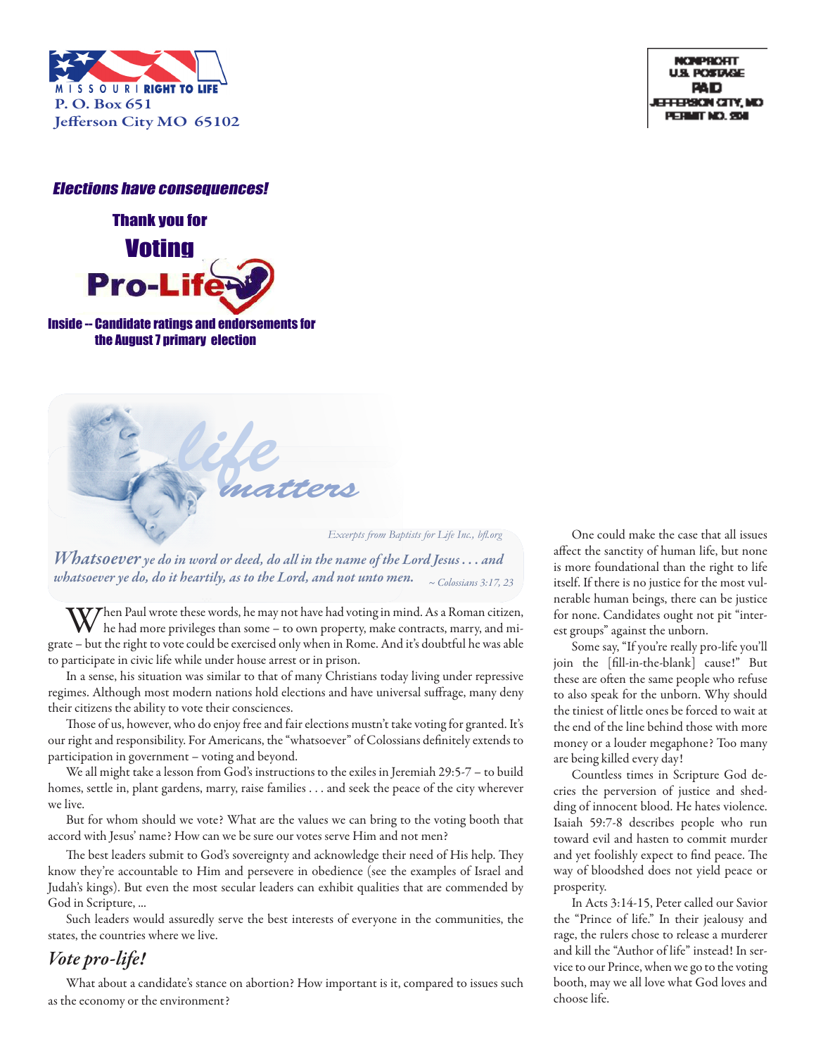MISSOURI RIGHT TO LIFE
P. O. Box 651
Jefferson City MO 65102

NONPROFIT
U.S. POSTAGE
PAID
JEFFERSON CITY, MO
PERMIT NO. 291

*Elections have consequences!*

**Thank you for**

## Voting Pro-Life

**Inside -- Candidate ratings and endorsements for the August 7 primary election**

*life matters*

*Excerpts from Baptists for Life Inc., bfl.org*

*Whatsoever ye do in word or deed, do all in the name of the Lord Jesus . . . and whatsoever ye do, do it heartily, as to the Lord, and not unto men.* ~ *Colossians 3:17, 23*

When Paul wrote these words, he may not have had voting in mind. As a Roman citizen, he had more privileges than some – to own property, make contracts, marry, and migrate – but the right to vote could be exercised only when in Rome. And it's doubtful he was able to participate in civic life while under house arrest or in prison.

In a sense, his situation was similar to that of many Christians today living under repressive regimes. Although most modern nations hold elections and have universal suffrage, many deny their citizens the ability to vote their consciences.

Those of us, however, who do enjoy free and fair elections mustn't take voting for granted. It's our right and responsibility. For Americans, the "whatsoever" of Colossians definitely extends to participation in government – voting and beyond.

We all might take a lesson from God's instructions to the exiles in Jeremiah 29:5-7 – to build homes, settle in, plant gardens, marry, raise families . . . and seek the peace of the city wherever we live.

But for whom should we vote? What are the values we can bring to the voting booth that accord with Jesus' name? How can we be sure our votes serve Him and not men?

The best leaders submit to God's sovereignty and acknowledge their need of His help. They know they're accountable to Him and persevere in obedience (see the examples of Israel and Judah's kings). But even the most secular leaders can exhibit qualities that are commended by God in Scripture, ...

Such leaders would assuredly serve the best interests of everyone in the communities, the states, the countries where we live.

## *Vote pro-life!*

What about a candidate's stance on abortion? How important is it, compared to issues such as the economy or the environment?

One could make the case that all issues affect the sanctity of human life, but none is more foundational than the right to life itself. If there is no justice for the most vulnerable human beings, there can be justice for none. Candidates ought not pit "interest groups" against the unborn.

Some say, "If you're really pro-life you'll join the [fill-in-the-blank] cause!" But these are often the same people who refuse to also speak for the unborn. Why should the tiniest of little ones be forced to wait at the end of the line behind those with more money or a louder megaphone? Too many are being killed every day!

Countless times in Scripture God decries the perversion of justice and shedding of innocent blood. He hates violence. Isaiah 59:7-8 describes people who run toward evil and hasten to commit murder and yet foolishly expect to find peace. The way of bloodshed does not yield peace or prosperity.

In Acts 3:14-15, Peter called our Savior the "Prince of life." In their jealousy and rage, the rulers chose to release a murderer and kill the "Author of life" instead! In service to our Prince, when we go to the voting booth, may we all love what God loves and choose life.